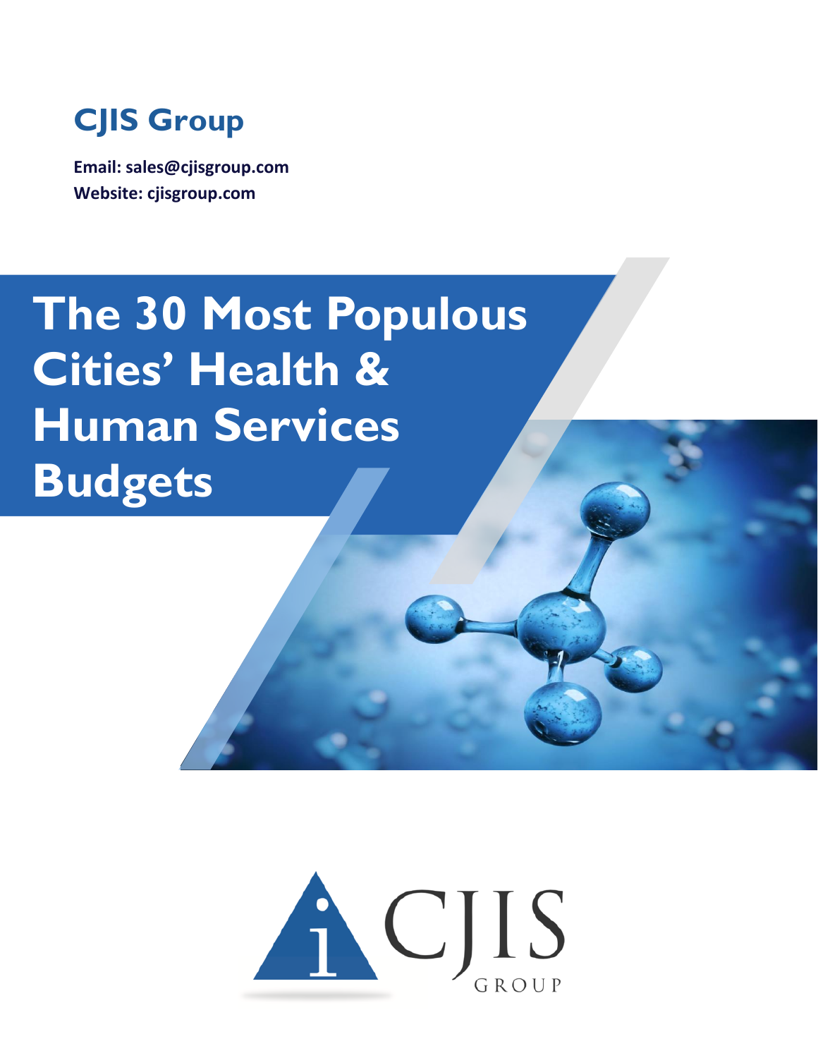**CJIS Group**

**Email: sales@cjisgroup.com**
**Website: cjisgroup.com**

# The 30 Most Populous Cities' Health & Human Services Budgets

CJIS GROUP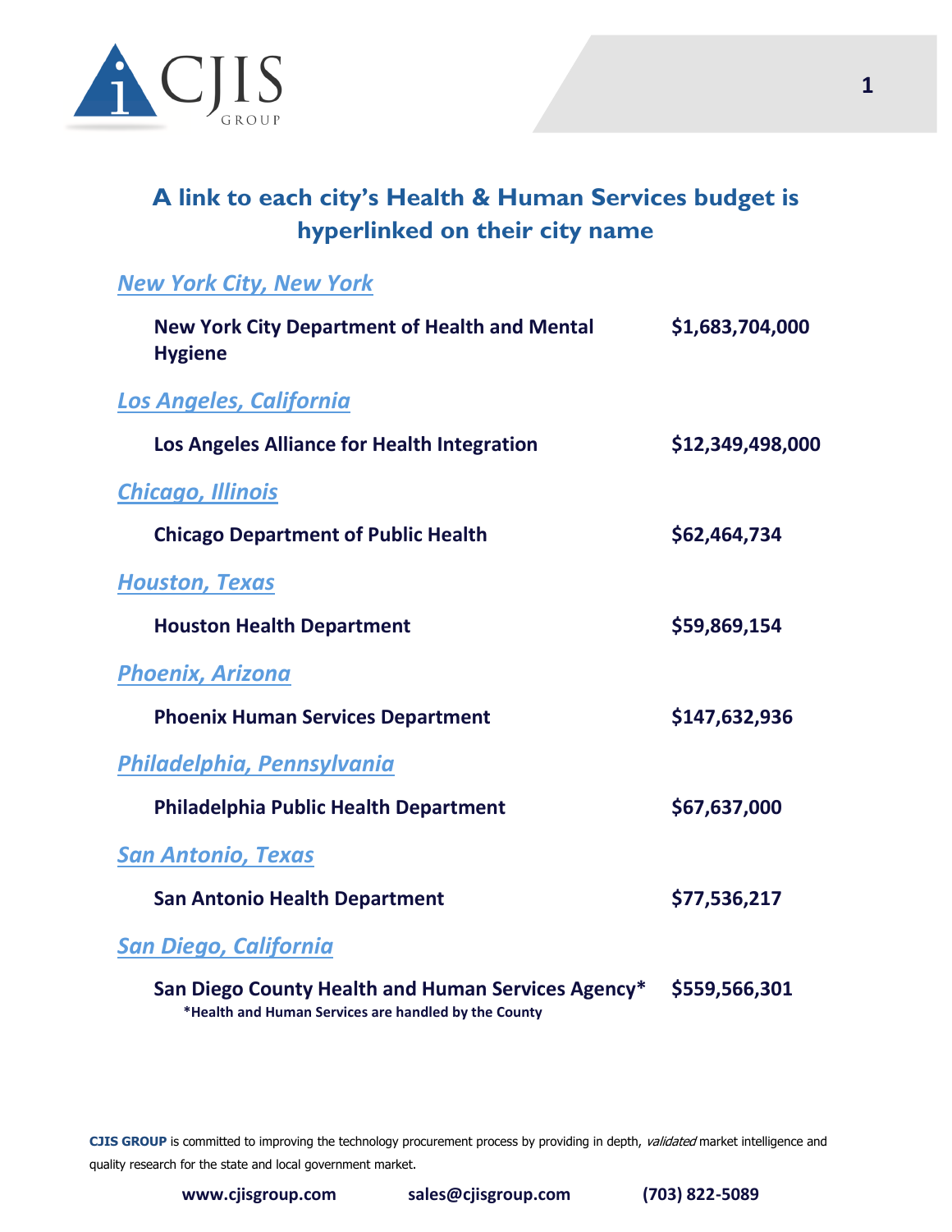## A link to each city's Health & Human Services budget is hyperlinked on their city name

### *New York City, New York*

| | |
|---|---|
| **New York City Department of Health and Mental Hygiene** | **$1,683,704,000** |

### *Los Angeles, California*

| | |
|---|---|
| **Los Angeles Alliance for Health Integration** | **$12,349,498,000** |

### *Chicago, Illinois*

| | |
|---|---|
| **Chicago Department of Public Health** | **$62,464,734** |

### *Houston, Texas*

| | |
|---|---|
| **Houston Health Department** | **$59,869,154** |

### *Phoenix, Arizona*

| | |
|---|---|
| **Phoenix Human Services Department** | **$147,632,936** |

### *Philadelphia, Pennsylvania*

| | |
|---|---|
| **Philadelphia Public Health Department** | **$67,637,000** |

### *San Antonio, Texas*

| | |
|---|---|
| **San Antonio Health Department** | **$77,536,217** |

### *San Diego, California*

| | |
|---|---|
| **San Diego County Health and Human Services Agency*** | **$559,566,301** |

***Health and Human Services are handled by the County**

**CJIS GROUP** is committed to improving the technology procurement process by providing in depth, *validated* market intelligence and quality research for the state and local government market.

**www.cjisgroup.com** **sales@cjisgroup.com** **(703) 822-5089**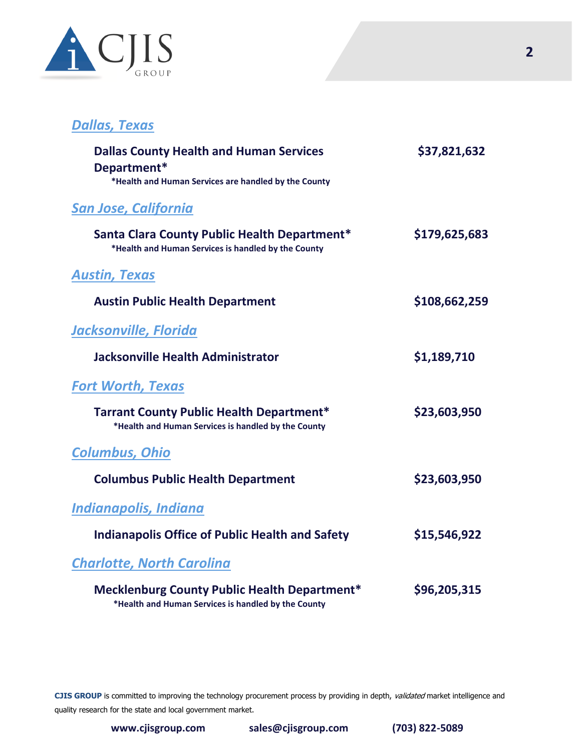## [Dallas, Texas]

**Dallas County Health and Human Services Department*** — **$37,821,632**
**\*Health and Human Services are handled by the County**

## [San Jose, California]

**Santa Clara County Public Health Department*** — **$179,625,683**
**\*Health and Human Services is handled by the County**

## [Austin, Texas]

**Austin Public Health Department** — **$108,662,259**

## [Jacksonville, Florida]

**Jacksonville Health Administrator** — **$1,189,710**

## [Fort Worth, Texas]

**Tarrant County Public Health Department*** — **$23,603,950**
**\*Health and Human Services is handled by the County**

## [Columbus, Ohio]

**Columbus Public Health Department** — **$23,603,950**

## [Indianapolis, Indiana]

**Indianapolis Office of Public Health and Safety** — **$15,546,922**

## [Charlotte, North Carolina]

**Mecklenburg County Public Health Department*** — **$96,205,315**
**\*Health and Human Services is handled by the County**

**CJIS GROUP** is committed to improving the technology procurement process by providing in depth, *validated* market intelligence and quality research for the state and local government market.

**www.cjisgroup.com** **sales@cjisgroup.com** **(703) 822-5089**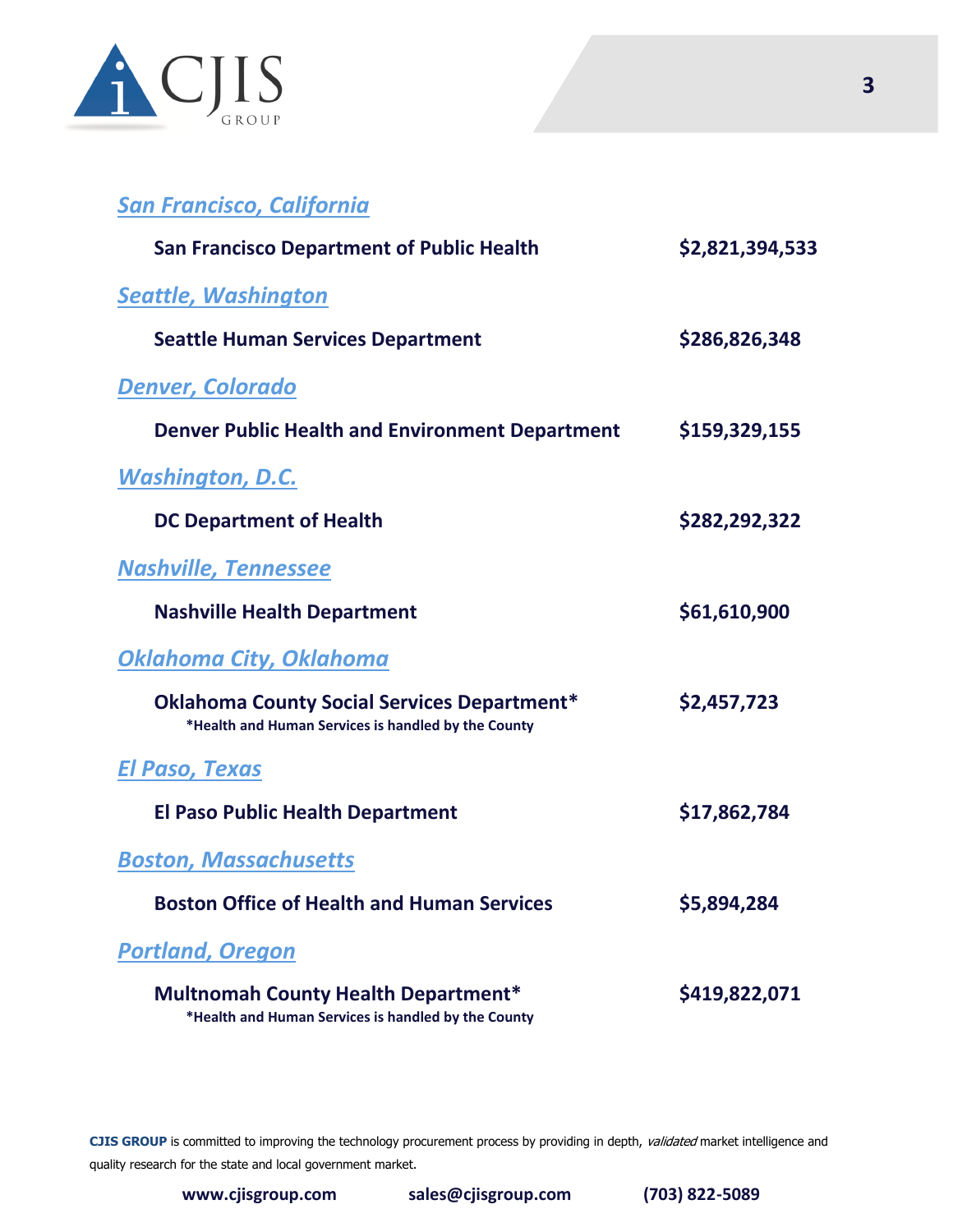### *San Francisco, California*

**San Francisco Department of Public Health** **$2,821,394,533**

### *Seattle, Washington*

**Seattle Human Services Department** **$286,826,348**

### *Denver, Colorado*

**Denver Public Health and Environment Department** **$159,329,155**

### *Washington, D.C.*

**DC Department of Health** **$282,292,322**

### *Nashville, Tennessee*

**Nashville Health Department** **$61,610,900**

### *Oklahoma City, Oklahoma*

**Oklahoma County Social Services Department*** **$2,457,723**

***Health and Human Services is handled by the County**

### *El Paso, Texas*

**El Paso Public Health Department** **$17,862,784**

### *Boston, Massachusetts*

**Boston Office of Health and Human Services** **$5,894,284**

### *Portland, Oregon*

**Multnomah County Health Department*** **$419,822,071**

***Health and Human Services is handled by the County**

**CJIS GROUP** is committed to improving the technology procurement process by providing in depth, *validated* market intelligence and quality research for the state and local government market.

**www.cjisgroup.com** **sales@cjisgroup.com** **(703) 822-5089**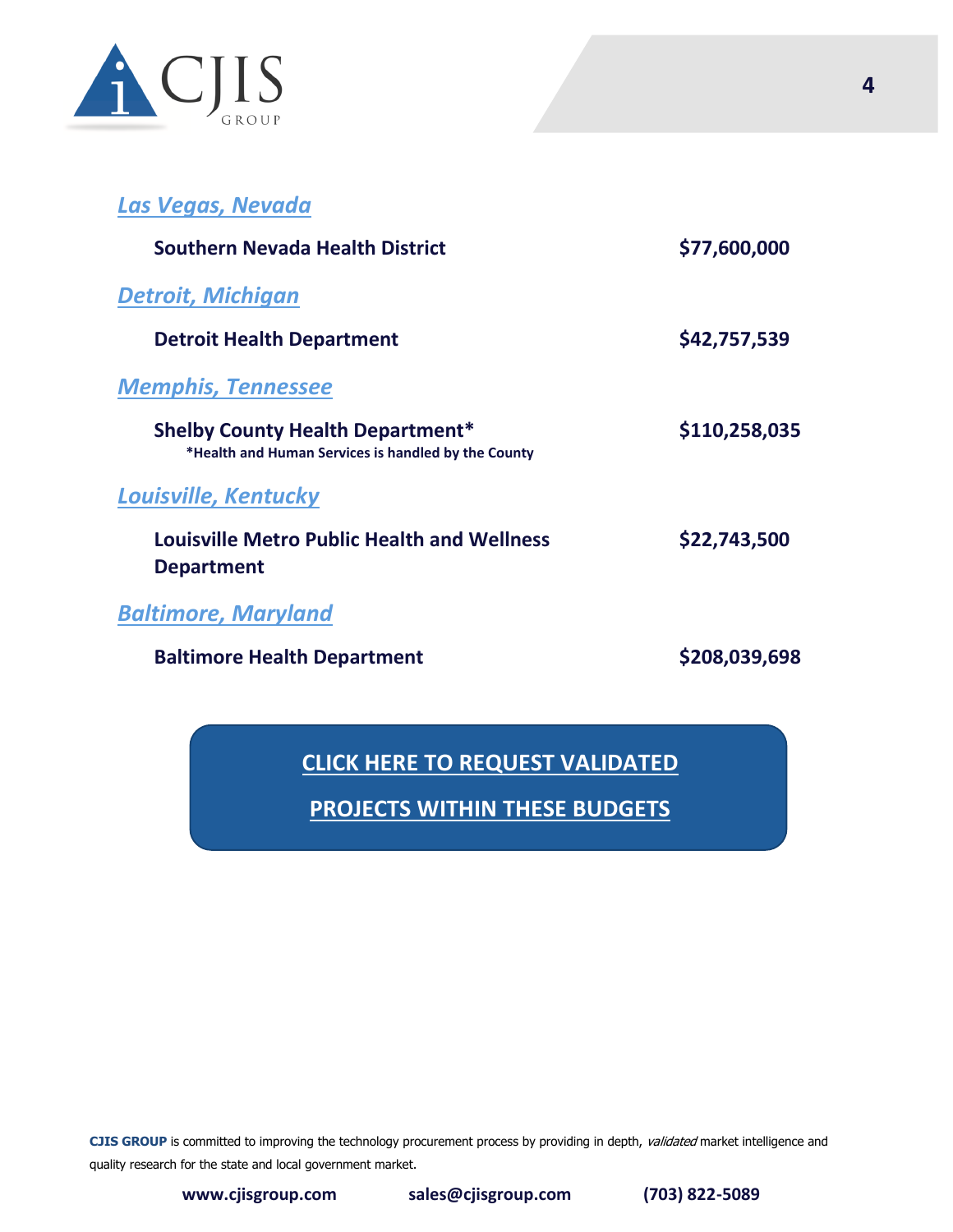### [*Las Vegas, Nevada*]

**Southern Nevada Health District** **$77,600,000**

### [*Detroit, Michigan*]

**Detroit Health Department** **$42,757,539**

### [*Memphis, Tennessee*]

**Shelby County Health Department*** **$110,258,035**

*Health and Human Services is handled by the County

### [*Louisville, Kentucky*]

**Louisville Metro Public Health and Wellness Department** **$22,743,500**

### [*Baltimore, Maryland*]

**Baltimore Health Department** **$208,039,698**

**CLICK HERE TO REQUEST VALIDATED PROJECTS WITHIN THESE BUDGETS**

**CJIS GROUP** is committed to improving the technology procurement process by providing in depth, *validated* market intelligence and quality research for the state and local government market.

**www.cjisgroup.com** **sales@cjisgroup.com** **(703) 822-5089**